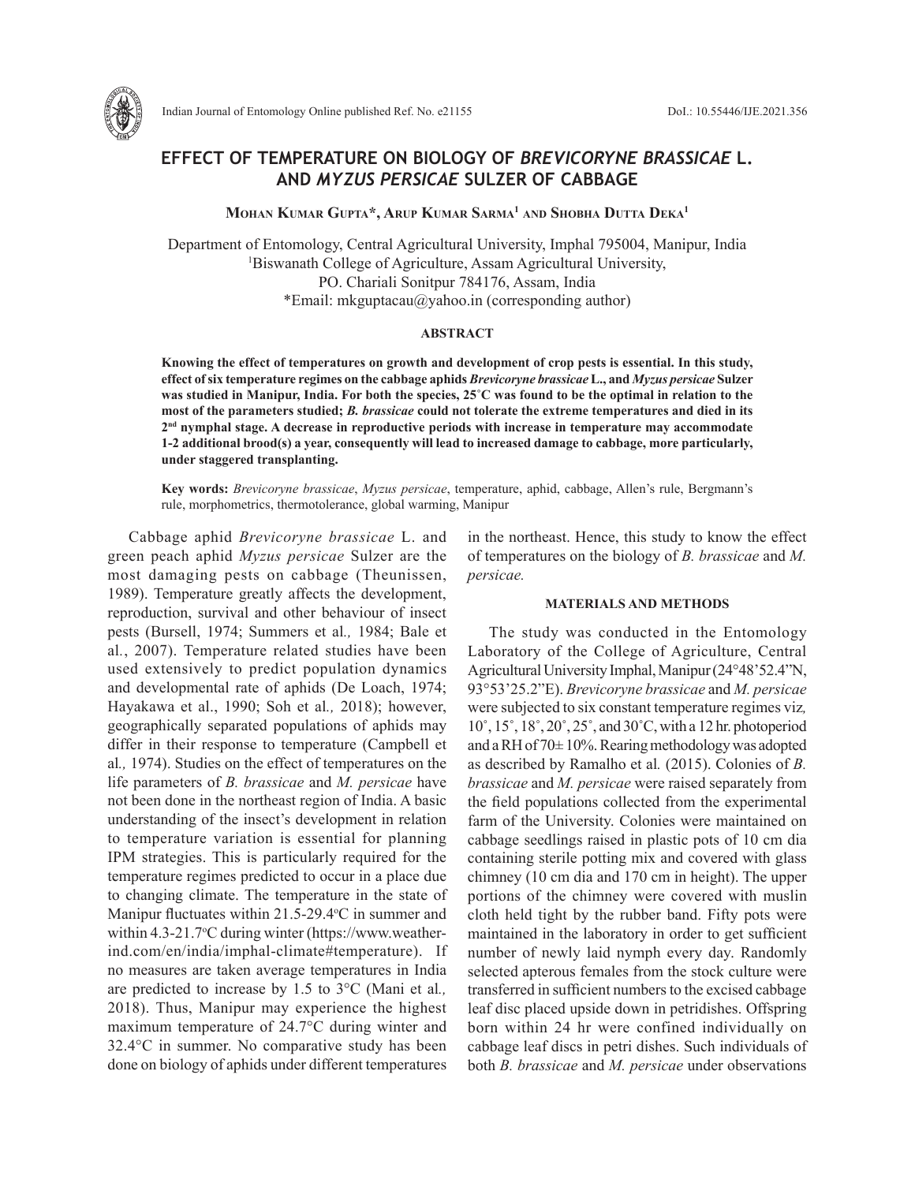# EFFECT OF TEMPERATURE ON BIOLOGY OF *BREVICORYNE BRASSICAE* L. AND *MYZUS PERSICAE* SULZER OF CABBAGE

**Mohan Kumar Gupta*, Arup Kumar Sarma[1] and Shobha Dutta Deka[1]**

Department of Entomology, Central Agricultural University, Imphal 795004, Manipur, India
[1]Biswanath College of Agriculture, Assam Agricultural University, PO. Chariali Sonitpur 784176, Assam, India
*Email: mkguptacau@yahoo.in (corresponding author)

## ABSTRACT

**Knowing the effect of temperatures on growth and development of crop pests is essential. In this study, effect of six temperature regimes on the cabbage aphids *Brevicoryne brassicae* L., and *Myzus persicae* Sulzer was studied in Manipur, India. For both the species, 25˚C was found to be the optimal in relation to the most of the parameters studied; *B. brassicae* could not tolerate the extreme temperatures and died in its 2nd nymphal stage. A decrease in reproductive periods with increase in temperature may accommodate 1-2 additional brood(s) a year, consequently will lead to increased damage to cabbage, more particularly, under staggered transplanting.**

**Key words:** *Brevicoryne brassicae*, *Myzus persicae*, temperature, aphid, cabbage, Allen's rule, Bergmann's rule, morphometrics, thermotolerance, global warming, Manipur

Cabbage aphid *Brevicoryne brassicae* L. and green peach aphid *Myzus persicae* Sulzer are the most damaging pests on cabbage (Theunissen, 1989). Temperature greatly affects the development, reproduction, survival and other behaviour of insect pests (Bursell, 1974; Summers et al*.,* 1984; Bale et al*.*, 2007). Temperature related studies have been used extensively to predict population dynamics and developmental rate of aphids (De Loach, 1974; Hayakawa et al., 1990; Soh et al*.,* 2018); however, geographically separated populations of aphids may differ in their response to temperature (Campbell et al*.,* 1974). Studies on the effect of temperatures on the life parameters of *B. brassicae* and *M. persicae* have not been done in the northeast region of India. A basic understanding of the insect's development in relation to temperature variation is essential for planning IPM strategies. This is particularly required for the temperature regimes predicted to occur in a place due to changing climate. The temperature in the state of Manipur fluctuates within 21.5-29.4°C in summer and within 4.3-21.7°C during winter (https://www.weather-ind.com/en/india/imphal-climate#temperature). If no measures are taken average temperatures in India are predicted to increase by 1.5 to 3°C (Mani et al*.,* 2018). Thus, Manipur may experience the highest maximum temperature of 24.7°C during winter and 32.4°C in summer. No comparative study has been done on biology of aphids under different temperatures in the northeast. Hence, this study to know the effect of temperatures on the biology of *B. brassicae* and *M. persicae.*

## MATERIALS AND METHODS

The study was conducted in the Entomology Laboratory of the College of Agriculture, Central Agricultural University Imphal, Manipur (24°48'52.4"N, 93°53'25.2"E). *Brevicoryne brassicae* and *M. persicae* were subjected to six constant temperature regimes viz*,* 10˚, 15˚, 18˚, 20˚, 25˚, and 30˚C, with a 12 hr. photoperiod and a RH of 70± 10%. Rearing methodology was adopted as described by Ramalho et al*.* (2015). Colonies of *B. brassicae* and *M. persicae* were raised separately from the field populations collected from the experimental farm of the University. Colonies were maintained on cabbage seedlings raised in plastic pots of 10 cm dia containing sterile potting mix and covered with glass chimney (10 cm dia and 170 cm in height). The upper portions of the chimney were covered with muslin cloth held tight by the rubber band. Fifty pots were maintained in the laboratory in order to get sufficient number of newly laid nymph every day. Randomly selected apterous females from the stock culture were transferred in sufficient numbers to the excised cabbage leaf disc placed upside down in petridishes. Offspring born within 24 hr were confined individually on cabbage leaf discs in petri dishes. Such individuals of both *B. brassicae* and *M. persicae* under observations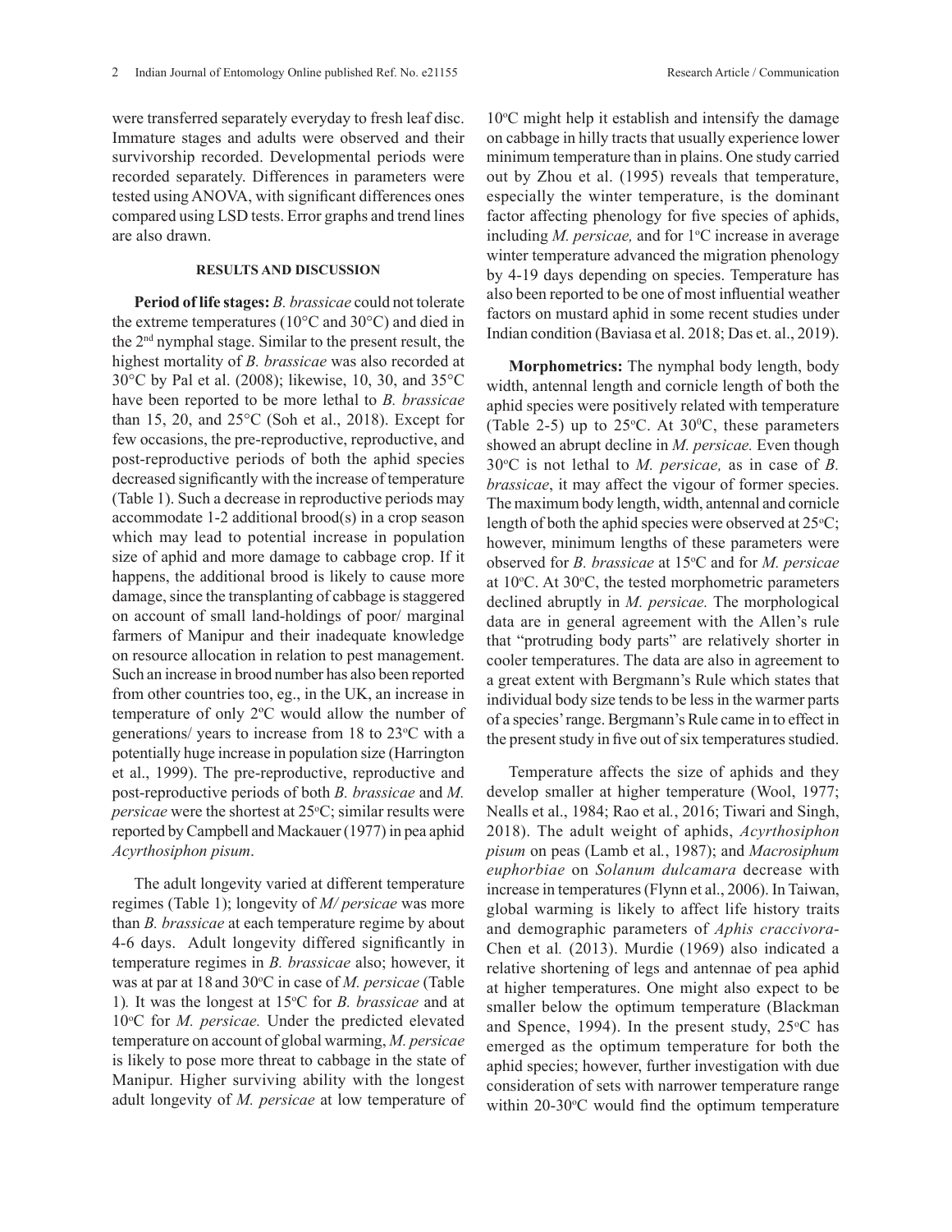were transferred separately everyday to fresh leaf disc. Immature stages and adults were observed and their survivorship recorded. Developmental periods were recorded separately. Differences in parameters were tested using ANOVA, with significant differences ones compared using LSD tests. Error graphs and trend lines are also drawn.

## RESULTS AND DISCUSSION

**Period of life stages:** *B. brassicae* could not tolerate the extreme temperatures (10°C and 30°C) and died in the 2nd nymphal stage. Similar to the present result, the highest mortality of *B. brassicae* was also recorded at 30°C by Pal et al. (2008); likewise, 10, 30, and 35°C have been reported to be more lethal to *B. brassicae* than 15, 20, and 25°C (Soh et al., 2018). Except for few occasions, the pre-reproductive, reproductive, and post-reproductive periods of both the aphid species decreased significantly with the increase of temperature (Table 1). Such a decrease in reproductive periods may accommodate 1-2 additional brood(s) in a crop season which may lead to potential increase in population size of aphid and more damage to cabbage crop. If it happens, the additional brood is likely to cause more damage, since the transplanting of cabbage is staggered on account of small land-holdings of poor/ marginal farmers of Manipur and their inadequate knowledge on resource allocation in relation to pest management. Such an increase in brood number has also been reported from other countries too, eg., in the UK, an increase in temperature of only 2ºC would allow the number of generations/ years to increase from 18 to 23ºC with a potentially huge increase in population size (Harrington et al., 1999). The pre-reproductive, reproductive and post-reproductive periods of both *B. brassicae* and *M. persicae* were the shortest at 25ºC; similar results were reported by Campbell and Mackauer (1977) in pea aphid *Acyrthosiphon pisum*.

The adult longevity varied at different temperature regimes (Table 1); longevity of *M/ persicae* was more than *B. brassicae* at each temperature regime by about 4-6 days. Adult longevity differed significantly in temperature regimes in *B. brassicae* also; however, it was at par at 18 and 30ºC in case of *M. persicae* (Table 1). It was the longest at 15ºC for *B. brassicae* and at 10ºC for *M. persicae.* Under the predicted elevated temperature on account of global warming, *M. persicae* is likely to pose more threat to cabbage in the state of Manipur. Higher surviving ability with the longest adult longevity of *M. persicae* at low temperature of 10ºC might help it establish and intensify the damage on cabbage in hilly tracts that usually experience lower minimum temperature than in plains. One study carried out by Zhou et al. (1995) reveals that temperature, especially the winter temperature, is the dominant factor affecting phenology for five species of aphids, including *M. persicae,* and for 1ºC increase in average winter temperature advanced the migration phenology by 4-19 days depending on species. Temperature has also been reported to be one of most influential weather factors on mustard aphid in some recent studies under Indian condition (Baviasa et al. 2018; Das et. al., 2019).

**Morphometrics:** The nymphal body length, body width, antennal length and cornicle length of both the aphid species were positively related with temperature (Table 2-5) up to 25ºC. At 30ºC, these parameters showed an abrupt decline in *M. persicae.* Even though 30ºC is not lethal to *M. persicae,* as in case of *B. brassicae*, it may affect the vigour of former species. The maximum body length, width, antennal and cornicle length of both the aphid species were observed at 25ºC; however, minimum lengths of these parameters were observed for *B. brassicae* at 15ºC and for *M. persicae* at 10ºC. At 30ºC, the tested morphometric parameters declined abruptly in *M. persicae.* The morphological data are in general agreement with the Allen's rule that "protruding body parts" are relatively shorter in cooler temperatures. The data are also in agreement to a great extent with Bergmann's Rule which states that individual body size tends to be less in the warmer parts of a species' range. Bergmann's Rule came in to effect in the present study in five out of six temperatures studied.

Temperature affects the size of aphids and they develop smaller at higher temperature (Wool, 1977; Nealls et al., 1984; Rao et al*.*, 2016; Tiwari and Singh, 2018). The adult weight of aphids, *Acyrthosiphon pisum* on peas (Lamb et al*.*, 1987); and *Macrosiphum euphorbiae* on *Solanum dulcamara* decrease with increase in temperatures (Flynn et al., 2006). In Taiwan, global warming is likely to affect life history traits and demographic parameters of *Aphis craccivora*- Chen et al*.* (2013). Murdie (1969) also indicated a relative shortening of legs and antennae of pea aphid at higher temperatures. One might also expect to be smaller below the optimum temperature (Blackman and Spence, 1994). In the present study, 25ºC has emerged as the optimum temperature for both the aphid species; however, further investigation with due consideration of sets with narrower temperature range within 20-30ºC would find the optimum temperature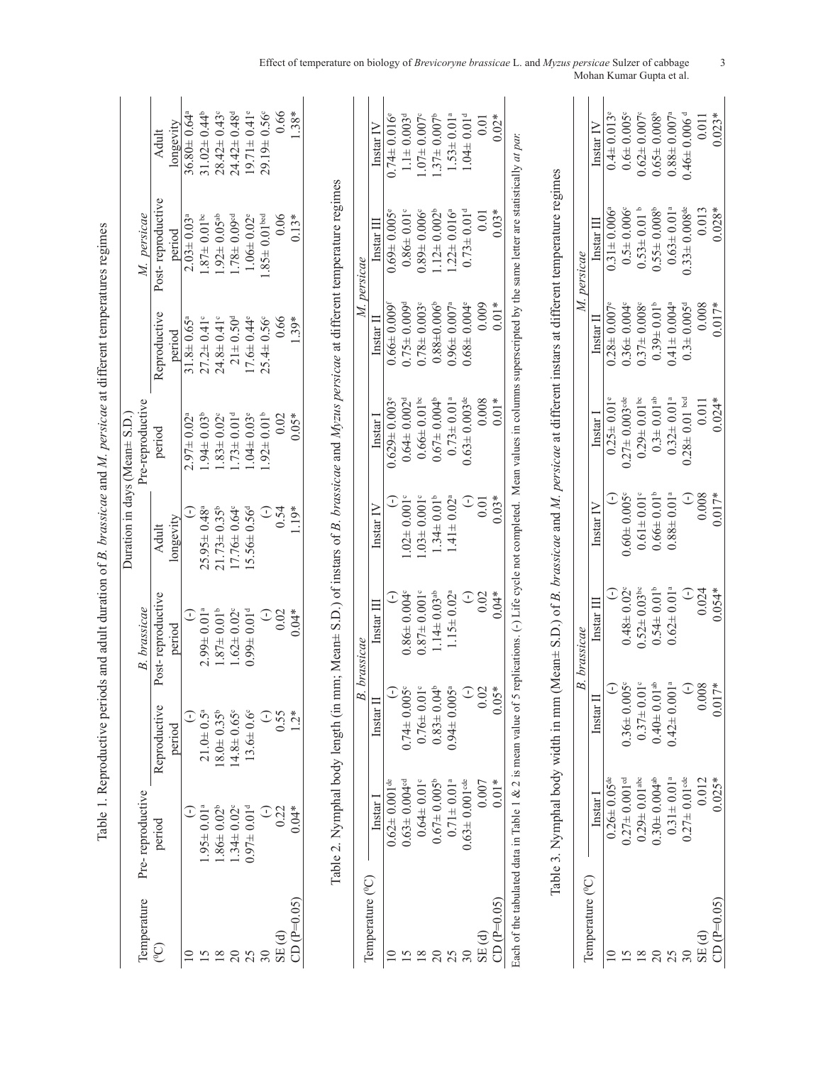Table 1. Reproductive periods and adult duration of *B. brassicae* and *M. persicae* at different temperatures regimes

| Temperature (⁰C) | Duration in days (Mean± S.D.) | | | | | | | |
|---|---|---|---|---|---|---|---|---|
| | *B. brassicae* | | | | *M. persicae* | | | |
| | Pre-reproductive period | Reproductive period | Post-reproductive period | Adult longevity | Pre-reproductive period | Reproductive period | Post-reproductive period | Adult longevity |
| 10 | (-) | (-) | (-) | (-) | 2.97± 0.02[a] | 31.8± 0.65[a] | 2.03± 0.03[a] | 36.80± 0.64[a] |
| 15 | 1.95± 0.01[a] | 21.0± 0.5[a] | 2.99± 0.01[a] | 25.95± 0.48[a] | 1.94± 0.03[b] | 27.2± 0.41[c] | 1.87± 0.01[bc] | 31.02± 0.44[b] |
| 18 | 1.86± 0.02[b] | 18.0± 0.35[b] | 1.87± 0.01[b] | 21.73± 0.35[b] | 1.83± 0.02[c] | 24.8± 0.41[c] | 1.92± 0.05[ab] | 28.42± 0.43[c] |
| 20 | 1.34± 0.02[c] | 14.8± 0.65[c] | 1.62± 0.02[c] | 17.76± 0.64[c] | 1.73± 0.01[d] | 21± 0.50[d] | 1.78± 0.09[cd] | 24.42± 0.48[d] |
| 25 | 0.97± 0.01[d] | 13.6± 0.6[c] | 0.99± 0.01[d] | 15.56± 0.56[d] | 1.04± 0.03[e] | 17.6± 0.44[e] | 1.06± 0.02[e] | 19.71± 0.41[e] |
| 30 | (-) | (-) | (-) | (-) | 1.92± 0.01[b] | 25.4± 0.56[c] | 1.85± 0.01[bcd] | 29.19± 0.56[c] |
| SE (d) | 0.22 | 0.55 | 0.02 | 0.54 | 0.02 | 0.66 | 0.06 | 0.66 |
| CD (P=0.05) | 0.04* | 1.2* | 0.04* | 1.19* | 0.05* | 1.39* | 0.13* | 1.38* |

Table 2. Nymphal body length (in mm; Mean± S.D.) of instars of *B. brassicae* and *Myzus persicae* at different temperature regimes

| Temperature (⁰C) | *B. brassicae* | | | | *M. persicae* | | | |
|---|---|---|---|---|---|---|---|---|
| | Instar I | Instar II | Instar III | Instar IV | Instar I | Instar II | Instar III | Instar IV |
| 10 | 0.62± 0.001[de] | (-) | (-) | (-) | 0.629± 0.003[e] | 0.66± 0.009[f] | 0.69± 0.005[e] | 0.74± 0.016[e] |
| 15 | 0.63± 0.004[cd] | 0.74± 0.005[c] | 0.86± 0.004[c] | 1.02± 0.001[c] | 0.64± 0.002[d] | 0.75± 0.009[d] | 0.86± 0.01[c] | 1.1± 0.003[d] |
| 18 | 0.64± 0.01[c] | 0.76± 0.01[c] | 0.87± 0.001[c] | 1.03± 0.001[c] | 0.66± 0.01[bc] | 0.78± 0.003[c] | 0.89± 0.006[c] | 1.07± 0.007[c] |
| 20 | 0.67± 0.005[b] | 0.83± 0.04[b] | 1.14± 0.03[ab] | 1.34± 0.01[b] | 0.67± 0.004[b] | 0.88±0.006[b] | 1.12± 0.002[b] | 1.37± 0.007[b] |
| 25 | 0.71± 0.01[a] | 0.94± 0.005[a] | 1.15± 0.02[a] | 1.41± 0.02[a] | 0.73± 0.01[a] | 0.96± 0.007[a] | 1.22± 0.016[a] | 1.53± 0.01[a] |
| 30 | 0.63± 0.001[cde] | (-) | (-) | (-) | 0.63± 0.003[de] | 0.68± 0.004[e] | 0.73± 0.01[d] | 1.04± 0.01[d] |
| SE (d) | 0.007 | 0.02 | 0.02 | 0.01 | 0.008 | 0.009 | 0.01 | 0.01 |
| CD (P=0.05) | 0.01* | 0.05* | 0.04* | 0.03* | 0.01* | 0.01* | 0.03* | 0.02* |

Each of the tabulated data in Table 1 & 2 is mean value of 5 replications. (-) Life cycle not completed. Mean values in columns superscripted by the same letter are statistically *at par.*

Table 3. Nymphal body width in mm (Mean± S.D.) of *B. brassicae* and *M. persicae* at different instars at different temperature regimes

| Temperature (⁰C) | *B. brassicae* | | | | *M. persicae* | | | |
|---|---|---|---|---|---|---|---|---|
| | Instar I | Instar II | Instar III | Instar IV | Instar I | Instar II | Instar III | Instar IV |
| 10 | 0.26± 0.05[de] | (-) | (-) | (-) | 0.25± 0.01[e] | 0.28± 0.007[e] | 0.31± 0.006[e] | 0.4± 0.013[e] |
| 15 | 0.27± 0.001[cd] | 0.36± 0.005[c] | 0.48± 0.02[c] | 0.60± 0.005[c] | 0.27± 0.003[cde] | 0.36± 0.004[c] | 0.5± 0.006[c] | 0.6± 0.005[c] |
| 18 | 0.29± 0.01[abc] | 0.37± 0.01[c] | 0.52± 0.03[bc] | 0.61± 0.01[c] | 0.29± 0.01[bc] | 0.37± 0.008[c] | 0.53± 0.01 [b] | 0.62± 0.007[c] |
| 20 | 0.30± 0.004[ab] | 0.40± 0.01[ab] | 0.54± 0.01[b] | 0.66± 0.01[b] | 0.3± 0.01[ab] | 0.39± 0.01[b] | 0.55± 0.008[b] | 0.65± 0.008[b] |
| 25 | 0.31± 0.01[a] | 0.42± 0.001[a] | 0.62± 0.01[a] | 0.88± 0.01[a] | 0.32± 0.01[a] | 0.41± 0.004[a] | 0.63± 0.01[a] | 0.88± 0.007[a] |
| 30 | 0.27± 0.01[cde] | (-) | (-) | (-) | 0.28± 0.01 [bcd] | 0.3± 0.005[d] | 0.33± 0.008[de] | 0.46± 0.006 [d] |
| SE (d) | 0.012 | 0.008 | 0.024 | 0.008 | 0.011 | 0.008 | 0.013 | 0.011 |
| CD (P=0.05) | 0.025* | 0.017* | 0.054* | 0.017* | 0.024* | 0.017* | 0.028* | 0.023* |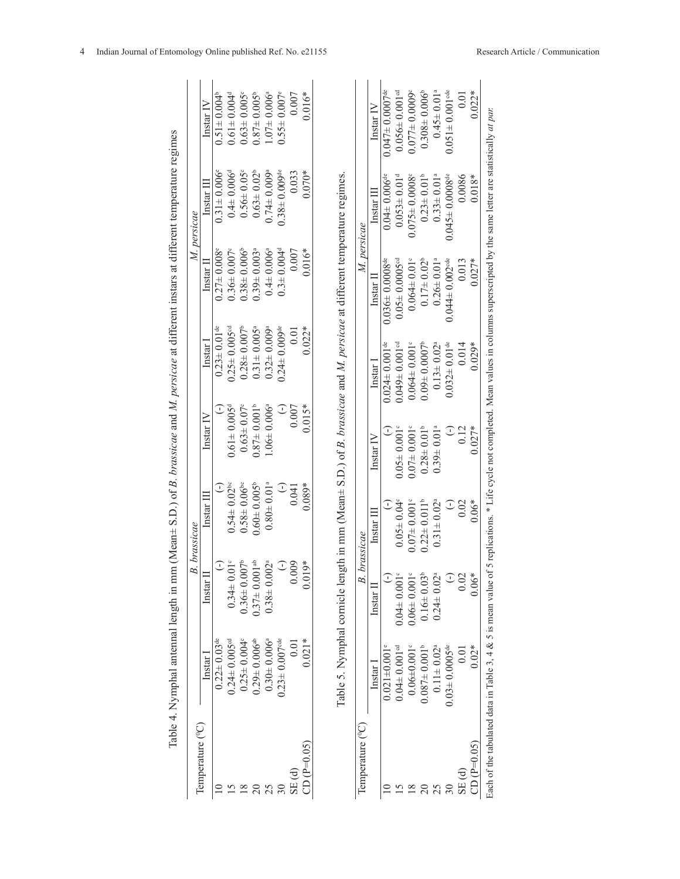Table 4. Nymphal antennal length in mm (Mean± S.D.) of *B. brassicae* and *M. persicae* at different instars at different temperature regimes

| Temperature (°C) | *B. brassicae* | | | | *M. persicae* | | | |
|---|---|---|---|---|---|---|---|---|
| | Instar I | Instar II | Instar III | Instar IV | Instar I | Instar II | Instar III | Instar IV |
| 10 | 0.22± 0.03[de] | (-) | (-) | (-) | 0.23± 0.01[de] | 0.27± 0.008[e] | 0.31± 0.006[e] | 0.51± 0.004[b] |
| 15 | 0.24± 0.005[cd] | 0.34± 0.01[c] | 0.54± 0.02[bc] | 0.61± 0.005[d] | 0.25± 0.005[cd] | 0.36± 0.007[c] | 0.4± 0.006[d] | 0.61± 0.004[d] |
| 18 | 0.25± 0.004[c] | 0.36± 0.007[b] | 0.58± 0.06[bc] | 0.63± 0.07[c] | 0.28± 0.007[b] | 0.38± 0.006[b] | 0.56± 0.05[c] | 0.63± 0.005[c] |
| 20 | 0.29± 0.006[ab] | 0.37± 0.001[ab] | 0.60± 0.005[b] | 0.87± 0.001[b] | 0.31± 0.005[a] | 0.39± 0.003[a] | 0.63± 0.02[b] | 0.87± 0.005[b] |
| 25 | 0.30± 0.006[a] | 0.38± 0.002[a] | 0.80± 0.01[a] | 1.06± 0.006[a] | 0.32± 0.009[a] | 0.4± 0.006[a] | 0.74± 0.009[a] | 1.07± 0.006[a] |
| 30 | 0.23± 0.007[cde] | (-) | (-) | (-) | 0.24± 0.009[de] | 0.3± 0.004[d] | 0.38± 0.009[de] | 0.55± 0.007[e] |
| SE (d) | 0.01 | 0.009 | 0.041 | 0.007 | 0.01 | 0.007 | 0.033 | 0.007 |
| CD (P=0.05) | 0.021* | 0.019* | 0.089* | 0.015* | 0.022* | 0.016* | 0.070* | 0.016* |

Table 5. Nymphal cornicle length in mm (Mean± S.D.) of *B. brassicae* and *M. persicae* at different temperature regimes.

| Temperature (°C) | *B. brassicae* | | | | *M. persicae* | | | |
|---|---|---|---|---|---|---|---|---|
| | Instar I | Instar II | Instar III | Instar IV | Instar I | Instar II | Instar III | Instar IV |
| 10 | 0.021±0.001[e] | (-) | (-) | (-) | 0.024± 0.001[de] | 0.036± 0.0008[de] | 0.04± 0.006[de] | 0.047± 0.0007[de] |
| 15 | 0.04± 0.001[cd] | 0.04± 0.001[c] | 0.05± 0.04[c] | 0.05± 0.001[c] | 0.049± 0.001[cd] | 0.05± 0.0005[cd] | 0.053±0.01[d] | 0.056± 0.001[cd] |
| 18 | 0.06±0.001[c] | 0.06± 0.001[c] | 0.07± 0.001[c] | 0.07± 0.001[c] | 0.064± 0.001[c] | 0.064± 0.01[c] | 0.075± 0.0008[c] | 0.077± 0.0009[c] |
| 20 | 0.087± 0.001[b] | 0.16± 0.03[b] | 0.22± 0.011[b] | 0.28± 0.01[b] | 0.09± 0.0007[b] | 0.17± 0.02[b] | 0.23± 0.01[b] | 0.308± 0.006[b] |
| 25 | 0.11± 0.02[a] | 0.24± 0.02[a] | 0.31± 0.02[a] | 0.39± 0.01[a] | 0.13± 0.02[a] | 0.26± 0.01[a] | 0.33± 0.01[a] | 0.45± 0.01[a] |
| 30 | 0.03± 0.0005[de] | (-) | (-) | (-) | 0.032± 0.01[de] | 0.044± 0.002[cde] | 0.045± 0.0008[de] | 0.051± 0.001[cde] |
| SE (d) | 0.01 | 0.02 | 0.02 | 0.12 | 0.014 | 0.013 | 0.0086 | 0.01 |
| CD (P=0.05) | 0.02* | 0.06* | 0.06* | 0.027* | 0.029* | 0.027* | 0.018* | 0.022* |

Each of the tabulated data in Table 3, 4 & 5 is mean value of 5 replications. * Life cycle not completed. Mean values in columns superscripted by the same letter are statistically *at par.*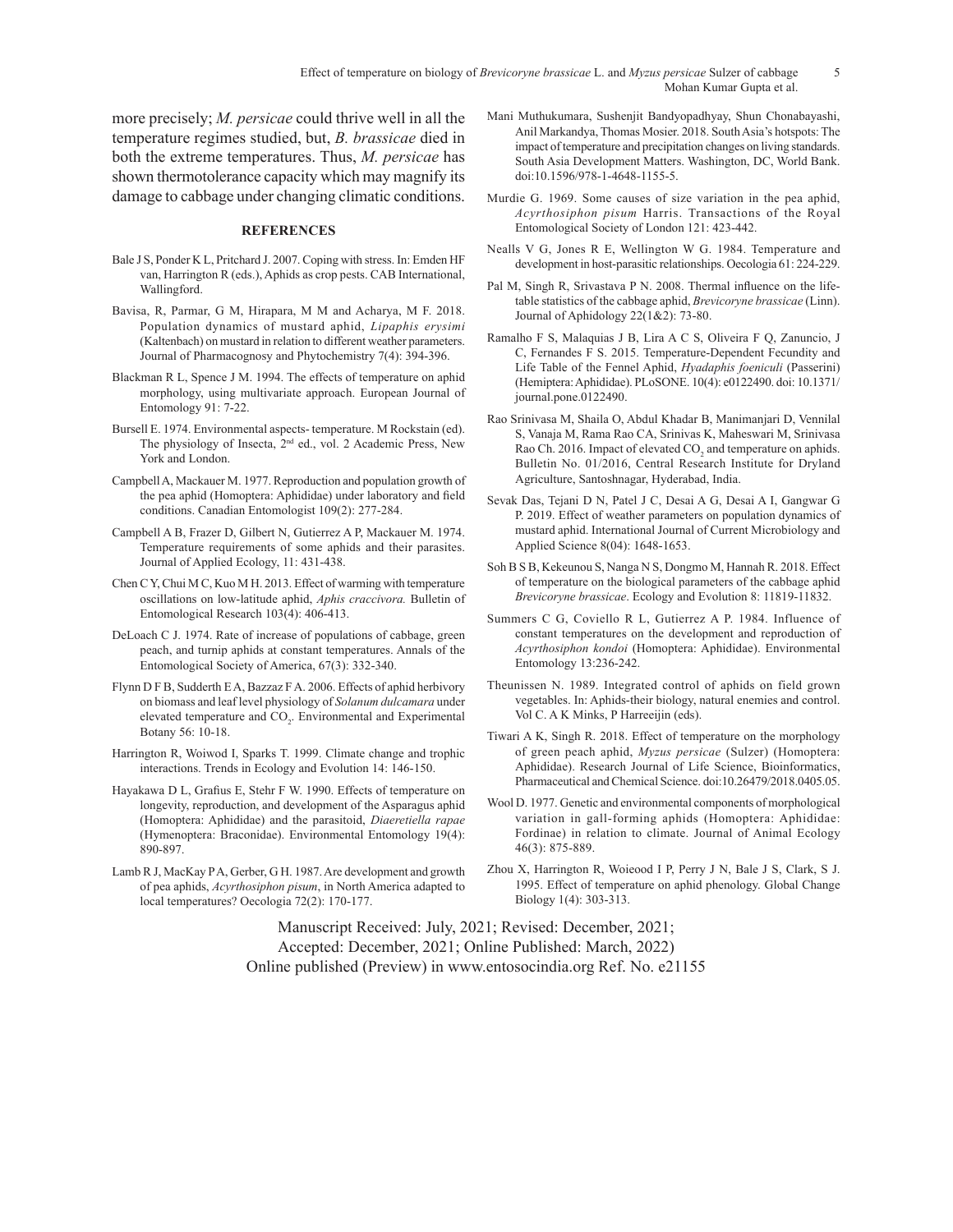more precisely; *M. persicae* could thrive well in all the temperature regimes studied, but, *B. brassicae* died in both the extreme temperatures. Thus, *M. persicae* has shown thermotolerance capacity which may magnify its damage to cabbage under changing climatic conditions.

## REFERENCES

Bale J S, Ponder K L, Pritchard J. 2007. Coping with stress. In: Emden HF van, Harrington R (eds.), Aphids as crop pests. CAB International, Wallingford.

Bavisa, R, Parmar, G M, Hirapara, M M and Acharya, M F. 2018. Population dynamics of mustard aphid, *Lipaphis erysimi* (Kaltenbach) on mustard in relation to different weather parameters. Journal of Pharmacognosy and Phytochemistry 7(4): 394-396.

Blackman R L, Spence J M. 1994. The effects of temperature on aphid morphology, using multivariate approach. European Journal of Entomology 91: 7-22.

Bursell E. 1974. Environmental aspects- temperature. M Rockstain (ed). The physiology of Insecta, 2nd ed., vol. 2 Academic Press, New York and London.

Campbell A, Mackauer M. 1977. Reproduction and population growth of the pea aphid (Homoptera: Aphididae) under laboratory and field conditions. Canadian Entomologist 109(2): 277-284.

Campbell A B, Frazer D, Gilbert N, Gutierrez A P, Mackauer M. 1974. Temperature requirements of some aphids and their parasites. Journal of Applied Ecology, 11: 431-438.

Chen C Y, Chui M C, Kuo M H. 2013. Effect of warming with temperature oscillations on low-latitude aphid, *Aphis craccivora.* Bulletin of Entomological Research 103(4): 406-413.

DeLoach C J. 1974. Rate of increase of populations of cabbage, green peach, and turnip aphids at constant temperatures. Annals of the Entomological Society of America, 67(3): 332-340.

Flynn D F B, Sudderth E A, Bazzaz F A. 2006. Effects of aphid herbivory on biomass and leaf level physiology of *Solanum dulcamara* under elevated temperature and $CO_2$. Environmental and Experimental Botany 56: 10-18.

Harrington R, Woiwod I, Sparks T. 1999. Climate change and trophic interactions. Trends in Ecology and Evolution 14: 146-150.

Hayakawa D L, Grafius E, Stehr F W. 1990. Effects of temperature on longevity, reproduction, and development of the Asparagus aphid (Homoptera: Aphididae) and the parasitoid, *Diaeretiella rapae* (Hymenoptera: Braconidae). Environmental Entomology 19(4): 890-897.

Lamb R J, MacKay P A, Gerber, G H. 1987. Are development and growth of pea aphids, *Acyrthosiphon pisum*, in North America adapted to local temperatures? Oecologia 72(2): 170-177.

Mani Muthukumara, Sushenjit Bandyopadhyay, Shun Chonabayashi, Anil Markandya, Thomas Mosier. 2018. South Asia's hotspots: The impact of temperature and precipitation changes on living standards. South Asia Development Matters. Washington, DC, World Bank. doi:10.1596/978-1-4648-1155-5.

Murdie G. 1969. Some causes of size variation in the pea aphid, *Acyrthosiphon pisum* Harris. Transactions of the Royal Entomological Society of London 121: 423-442.

Nealls V G, Jones R E, Wellington W G. 1984. Temperature and development in host-parasitic relationships. Oecologia 61: 224-229.

Pal M, Singh R, Srivastava P N. 2008. Thermal influence on the life-table statistics of the cabbage aphid, *Brevicoryne brassicae* (Linn). Journal of Aphidology 22(1&2): 73-80.

Ramalho F S, Malaquias J B, Lira A C S, Oliveira F Q, Zanuncio, J C, Fernandes F S. 2015. Temperature-Dependent Fecundity and Life Table of the Fennel Aphid, *Hyadaphis foeniculi* (Passerini) (Hemiptera: Aphididae). PLoSONE. 10(4): e0122490. doi: 10.1371/journal.pone.0122490.

Rao Srinivasa M, Shaila O, Abdul Khadar B, Manimanjari D, Vennilal S, Vanaja M, Rama Rao CA, Srinivas K, Maheswari M, Srinivasa Rao Ch. 2016. Impact of elevated $CO_2$ and temperature on aphids. Bulletin No. 01/2016, Central Research Institute for Dryland Agriculture, Santoshnagar, Hyderabad, India.

Sevak Das, Tejani D N, Patel J C, Desai A G, Desai A I, Gangwar G P. 2019. Effect of weather parameters on population dynamics of mustard aphid. International Journal of Current Microbiology and Applied Science 8(04): 1648-1653.

Soh B S B, Kekeunou S, Nanga N S, Dongmo M, Hannah R. 2018. Effect of temperature on the biological parameters of the cabbage aphid *Brevicoryne brassicae*. Ecology and Evolution 8: 11819-11832.

Summers C G, Coviello R L, Gutierrez A P. 1984. Influence of constant temperatures on the development and reproduction of *Acyrthosiphon kondoi* (Homoptera: Aphididae). Environmental Entomology 13:236-242.

Theunissen N. 1989. Integrated control of aphids on field grown vegetables. In: Aphids-their biology, natural enemies and control. Vol C. A K Minks, P Harreeijin (eds).

Tiwari A K, Singh R. 2018. Effect of temperature on the morphology of green peach aphid, *Myzus persicae* (Sulzer) (Homoptera: Aphididae). Research Journal of Life Science, Bioinformatics, Pharmaceutical and Chemical Science. doi:10.26479/2018.0405.05.

Wool D. 1977. Genetic and environmental components of morphological variation in gall-forming aphids (Homoptera: Aphididae: Fordinae) in relation to climate. Journal of Animal Ecology 46(3): 875-889.

Zhou X, Harrington R, Woieood I P, Perry J N, Bale J S, Clark, S J. 1995. Effect of temperature on aphid phenology. Global Change Biology 1(4): 303-313.

Manuscript Received: July, 2021; Revised: December, 2021;
Accepted: December, 2021; Online Published: March, 2022)
Online published (Preview) in www.entosocindia.org Ref. No. e21155